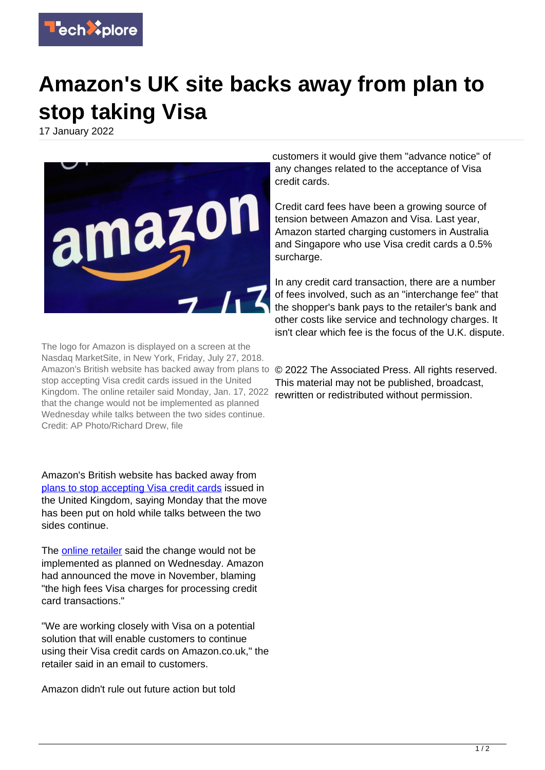# Amazon's UK site backs away from plan to stop taking Visa

17 January 2022

The logo for Amazon is displayed on a screen at the Nasdaq MarketSite, in New York, Friday, July 27, 2018. Amazon's British website has backed away from plans to stop accepting Visa credit cards issued in the United Kingdom. The online retailer said Monday, Jan. 17, 2022 that the change would not be implemented as planned Wednesday while talks between the two sides continue. Credit: AP Photo/Richard Drew, file

Amazon's British website has backed away from plans to stop accepting Visa credit cards issued in the United Kingdom, saying Monday that the move has been put on hold while talks between the two sides continue.

The online retailer said the change would not be implemented as planned on Wednesday. Amazon had announced the move in November, blaming "the high fees Visa charges for processing credit card transactions."

"We are working closely with Visa on a potential solution that will enable customers to continue using their Visa credit cards on Amazon.co.uk," the retailer said in an email to customers.

Amazon didn't rule out future action but told customers it would give them "advance notice" of any changes related to the acceptance of Visa credit cards.

Credit card fees have been a growing source of tension between Amazon and Visa. Last year, Amazon started charging customers in Australia and Singapore who use Visa credit cards a 0.5% surcharge.

In any credit card transaction, there are a number of fees involved, such as an "interchange fee" that the shopper's bank pays to the retailer's bank and other costs like service and technology charges. It isn't clear which fee is the focus of the U.K. dispute.

© 2022 The Associated Press. All rights reserved. This material may not be published, broadcast, rewritten or redistributed without permission.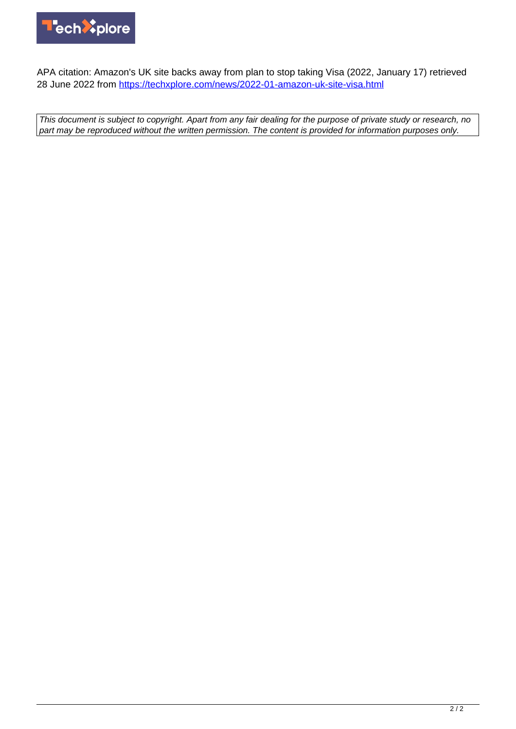APA citation: Amazon's UK site backs away from plan to stop taking Visa (2022, January 17) retrieved 28 June 2022 from https://techxplore.com/news/2022-01-amazon-uk-site-visa.html

*This document is subject to copyright. Apart from any fair dealing for the purpose of private study or research, no part may be reproduced without the written permission. The content is provided for information purposes only.*